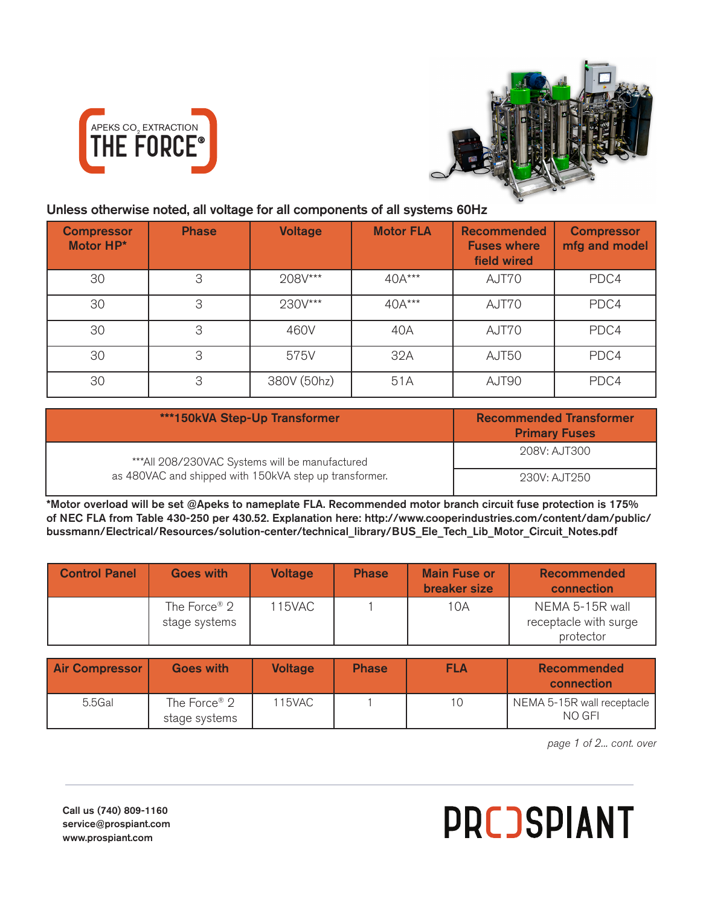APEKS $CO_2$ EXTRACTION

# THE FORCE®

**Unless otherwise noted, all voltage for all components of all systems 60Hz**

| Compressor Motor HP* | Phase | Voltage | Motor FLA | Recommended Fuses where field wired | Compressor mfg and model |
|---|---|---|---|---|---|
| 30 | 3 | 208V*** | 40A*** | AJT70 | PDC4 |
| 30 | 3 | 230V*** | 40A*** | AJT70 | PDC4 |
| 30 | 3 | 460V | 40A | AJT70 | PDC4 |
| 30 | 3 | 575V | 32A | AJT50 | PDC4 |
| 30 | 3 | 380V (50hz) | 51A | AJT90 | PDC4 |

| ***150kVA Step-Up Transformer | Recommended Transformer Primary Fuses |
|---|---|
| ***All 208/230VAC Systems will be manufactured as 480VAC and shipped with 150kVA step up transformer. | 208V: AJT300 |
| | 230V: AJT250 |

**\*Motor overload will be set @Apeks to nameplate FLA. Recommended motor branch circuit fuse protection is 175% of NEC FLA from Table 430-250 per 430.52. Explanation here: http://www.cooperindustries.com/content/dam/public/bussmann/Electrical/Resources/solution-center/technical_library/BUS_Ele_Tech_Lib_Motor_Circuit_Notes.pdf**

| Control Panel | Goes with | Voltage | Phase | Main Fuse or breaker size | Recommended connection |
|---|---|---|---|---|---|
| | The Force® 2 stage systems | 115VAC | 1 | 10A | NEMA 5-15R wall receptacle with surge protector |

| Air Compressor | Goes with | Voltage | Phase | FLA | Recommended connection |
|---|---|---|---|---|---|
| 5.5Gal | The Force® 2 stage systems | 115VAC | 1 | 10 | NEMA 5-15R wall receptacle NO GFI |

*page 1 of 2... cont. over*

**Call us (740) 809-1160**
**service@prospiant.com**
**www.prospiant.com**

PROSPIANT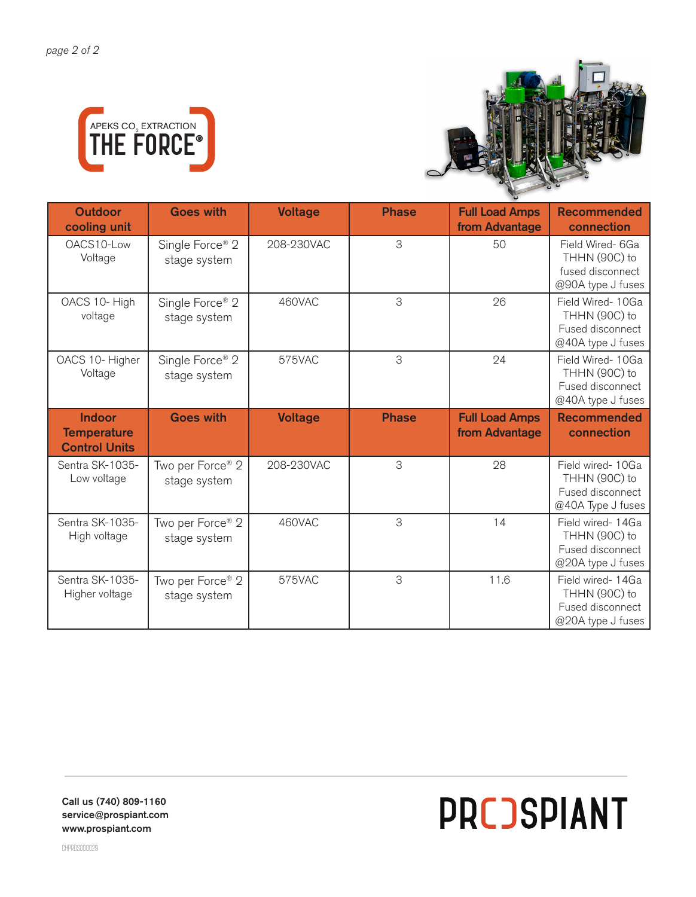APEKS $CO_2$ EXTRACTION

THE FORCE®

| Outdoor cooling unit | Goes with | Voltage | Phase | Full Load Amps from Advantage | Recommended connection |
|---|---|---|---|---|---|
| OACS10-Low Voltage | Single Force® 2 stage system | 208-230VAC | 3 | 50 | Field Wired- 6Ga THHN (90C) to fused disconnect @90A type J fuses |
| OACS 10- High voltage | Single Force® 2 stage system | 460VAC | 3 | 26 | Field Wired- 10Ga THHN (90C) to Fused disconnect @40A type J fuses |
| OACS 10- Higher Voltage | Single Force® 2 stage system | 575VAC | 3 | 24 | Field Wired- 10Ga THHN (90C) to Fused disconnect @40A type J fuses |
| **Indoor Temperature Control Units** | **Goes with** | **Voltage** | **Phase** | **Full Load Amps from Advantage** | **Recommended connection** |
| Sentra SK-1035- Low voltage | Two per Force® 2 stage system | 208-230VAC | 3 | 28 | Field wired- 10Ga THHN (90C) to Fused disconnect @40A Type J fuses |
| Sentra SK-1035- High voltage | Two per Force® 2 stage system | 460VAC | 3 | 14 | Field wired- 14Ga THHN (90C) to Fused disconnect @20A type J fuses |
| Sentra SK-1035- Higher voltage | Two per Force® 2 stage system | 575VAC | 3 | 11.6 | Field wired- 14Ga THHN (90C) to Fused disconnect @20A type J fuses |

**Call us (740) 809-1160**
**service@prospiant.com**
**www.prospiant.com**

PROSPIANT

CHPROS00029